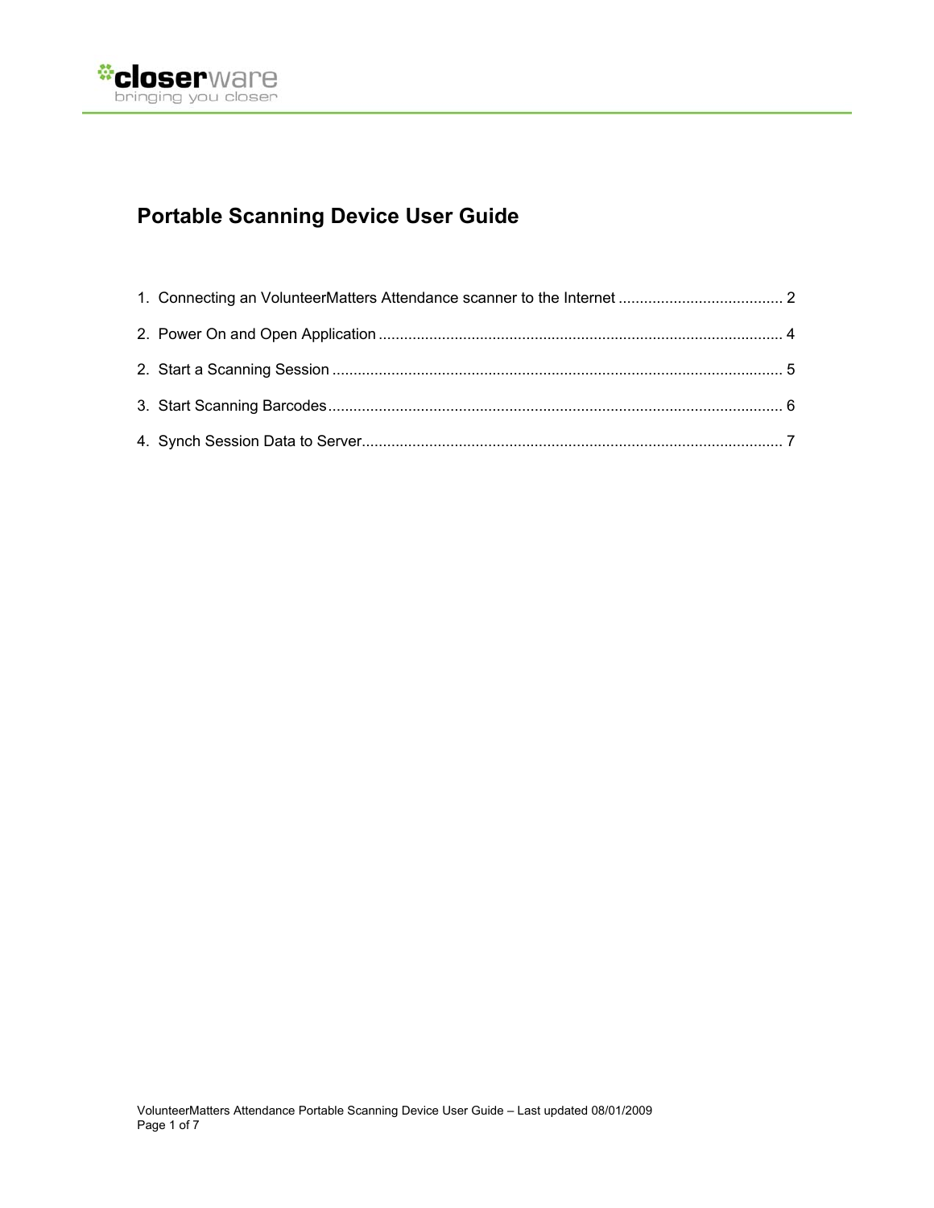closerware
bringing you closer

# Portable Scanning Device User Guide

1. Connecting an VolunteerMatters Attendance scanner to the Internet ....................................... 2
2. Power On and Open Application ............................................................................................... 4
2. Start a Scanning Session .......................................................................................................... 5
3. Start Scanning Barcodes ........................................................................................................... 6
4. Synch Session Data to Server ................................................................................................... 7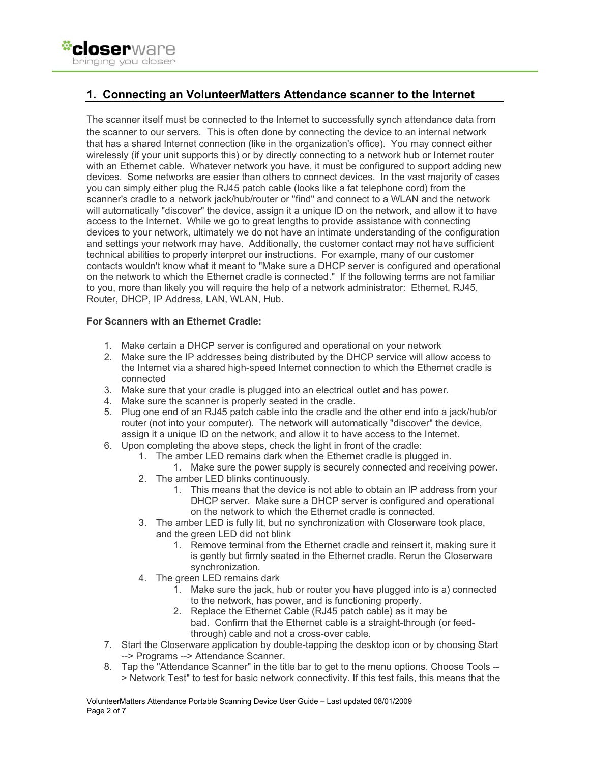## 1. Connecting an VolunteerMatters Attendance scanner to the Internet

The scanner itself must be connected to the Internet to successfully synch attendance data from the scanner to our servers. This is often done by connecting the device to an internal network that has a shared Internet connection (like in the organization's office). You may connect either wirelessly (if your unit supports this) or by directly connecting to a network hub or Internet router with an Ethernet cable. Whatever network you have, it must be configured to support adding new devices. Some networks are easier than others to connect devices. In the vast majority of cases you can simply either plug the RJ45 patch cable (looks like a fat telephone cord) from the scanner's cradle to a network jack/hub/router or "find" and connect to a WLAN and the network will automatically "discover" the device, assign it a unique ID on the network, and allow it to have access to the Internet. While we go to great lengths to provide assistance with connecting devices to your network, ultimately we do not have an intimate understanding of the configuration and settings your network may have. Additionally, the customer contact may not have sufficient technical abilities to properly interpret our instructions. For example, many of our customer contacts wouldn't know what it meant to "Make sure a DHCP server is configured and operational on the network to which the Ethernet cradle is connected." If the following terms are not familiar to you, more than likely you will require the help of a network administrator: Ethernet, RJ45, Router, DHCP, IP Address, LAN, WLAN, Hub.

**For Scanners with an Ethernet Cradle:**

1. Make certain a DHCP server is configured and operational on your network
2. Make sure the IP addresses being distributed by the DHCP service will allow access to the Internet via a shared high-speed Internet connection to which the Ethernet cradle is connected
3. Make sure that your cradle is plugged into an electrical outlet and has power.
4. Make sure the scanner is properly seated in the cradle.
5. Plug one end of an RJ45 patch cable into the cradle and the other end into a jack/hub/or router (not into your computer). The network will automatically "discover" the device, assign it a unique ID on the network, and allow it to have access to the Internet.
6. Upon completing the above steps, check the light in front of the cradle:
   1. The amber LED remains dark when the Ethernet cradle is plugged in.
      1. Make sure the power supply is securely connected and receiving power.
   2. The amber LED blinks continuously.
      1. This means that the device is not able to obtain an IP address from your DHCP server. Make sure a DHCP server is configured and operational on the network to which the Ethernet cradle is connected.
   3. The amber LED is fully lit, but no synchronization with Closerware took place, and the green LED did not blink
      1. Remove terminal from the Ethernet cradle and reinsert it, making sure it is gently but firmly seated in the Ethernet cradle. Rerun the Closerware synchronization.
   4. The green LED remains dark
      1. Make sure the jack, hub or router you have plugged into is a) connected to the network, has power, and is functioning properly.
      2. Replace the Ethernet Cable (RJ45 patch cable) as it may be bad. Confirm that the Ethernet cable is a straight-through (or feed-through) cable and not a cross-over cable.
7. Start the Closerware application by double-tapping the desktop icon or by choosing Start --> Programs --> Attendance Scanner.
8. Tap the "Attendance Scanner" in the title bar to get to the menu options. Choose Tools --> Network Test" to test for basic network connectivity. If this test fails, this means that the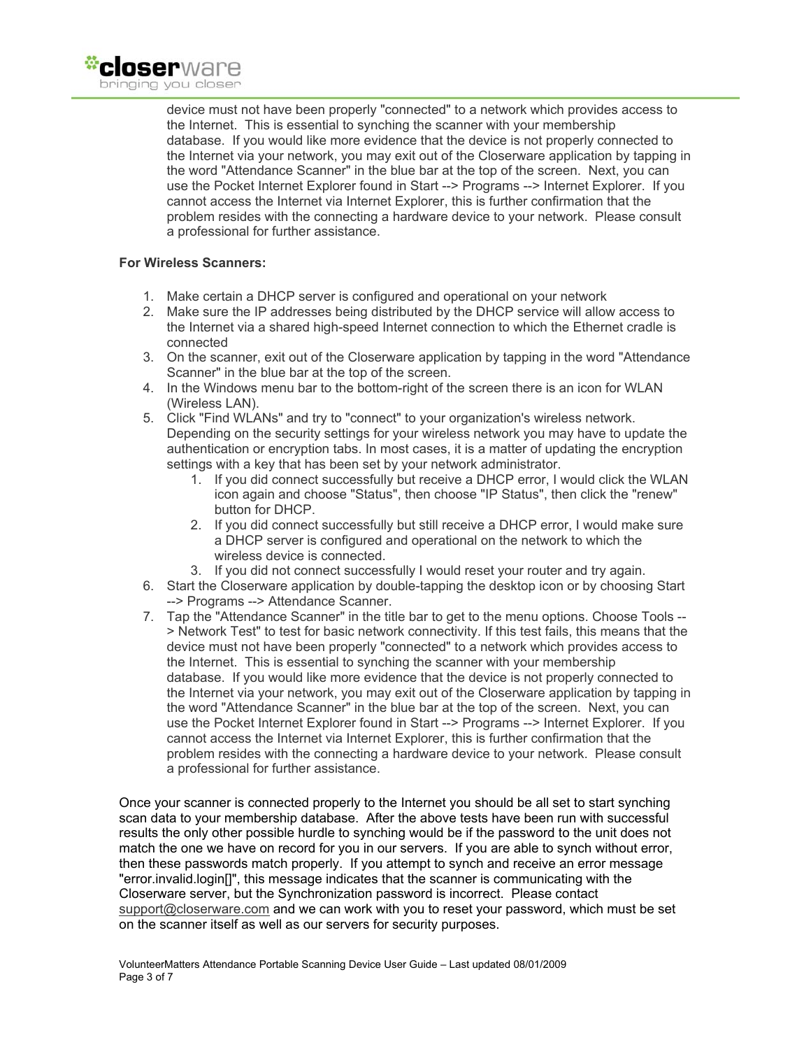device must not have been properly "connected" to a network which provides access to the Internet. This is essential to synching the scanner with your membership database. If you would like more evidence that the device is not properly connected to the Internet via your network, you may exit out of the Closerware application by tapping in the word "Attendance Scanner" in the blue bar at the top of the screen. Next, you can use the Pocket Internet Explorer found in Start --> Programs --> Internet Explorer. If you cannot access the Internet via Internet Explorer, this is further confirmation that the problem resides with the connecting a hardware device to your network. Please consult a professional for further assistance.

**For Wireless Scanners:**

1. Make certain a DHCP server is configured and operational on your network
2. Make sure the IP addresses being distributed by the DHCP service will allow access to the Internet via a shared high-speed Internet connection to which the Ethernet cradle is connected
3. On the scanner, exit out of the Closerware application by tapping in the word "Attendance Scanner" in the blue bar at the top of the screen.
4. In the Windows menu bar to the bottom-right of the screen there is an icon for WLAN (Wireless LAN).
5. Click "Find WLANs" and try to "connect" to your organization's wireless network. Depending on the security settings for your wireless network you may have to update the authentication or encryption tabs. In most cases, it is a matter of updating the encryption settings with a key that has been set by your network administrator.
    1. If you did connect successfully but receive a DHCP error, I would click the WLAN icon again and choose "Status", then choose "IP Status", then click the "renew" button for DHCP.
    2. If you did connect successfully but still receive a DHCP error, I would make sure a DHCP server is configured and operational on the network to which the wireless device is connected.
    3. If you did not connect successfully I would reset your router and try again.
6. Start the Closerware application by double-tapping the desktop icon or by choosing Start --> Programs --> Attendance Scanner.
7. Tap the "Attendance Scanner" in the title bar to get to the menu options. Choose Tools --> Network Test" to test for basic network connectivity. If this test fails, this means that the device must not have been properly "connected" to a network which provides access to the Internet. This is essential to synching the scanner with your membership database. If you would like more evidence that the device is not properly connected to the Internet via your network, you may exit out of the Closerware application by tapping in the word "Attendance Scanner" in the blue bar at the top of the screen. Next, you can use the Pocket Internet Explorer found in Start --> Programs --> Internet Explorer. If you cannot access the Internet via Internet Explorer, this is further confirmation that the problem resides with the connecting a hardware device to your network. Please consult a professional for further assistance.

Once your scanner is connected properly to the Internet you should be all set to start synching scan data to your membership database. After the above tests have been run with successful results the only other possible hurdle to synching would be if the password to the unit does not match the one we have on record for you in our servers. If you are able to synch without error, then these passwords match properly. If you attempt to synch and receive an error message "error.invalid.login[]", this message indicates that the scanner is communicating with the Closerware server, but the Synchronization password is incorrect. Please contact support@closerware.com and we can work with you to reset your password, which must be set on the scanner itself as well as our servers for security purposes.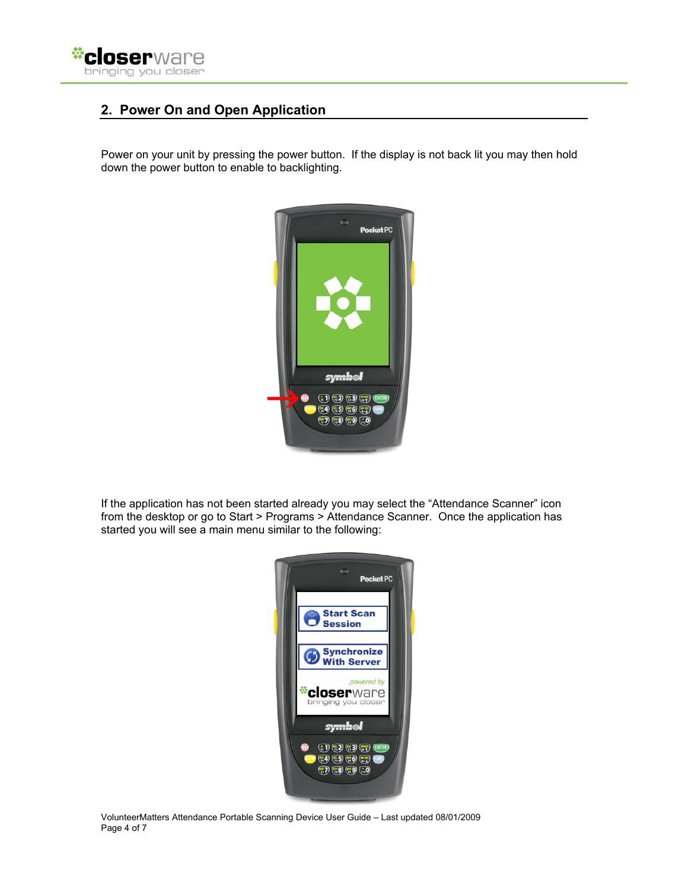## 2. Power On and Open Application

Power on your unit by pressing the power button. If the display is not back lit you may then hold down the power button to enable to backlighting.

If the application has not been started already you may select the “Attendance Scanner” icon from the desktop or go to Start > Programs > Attendance Scanner. Once the application has started you will see a main menu similar to the following: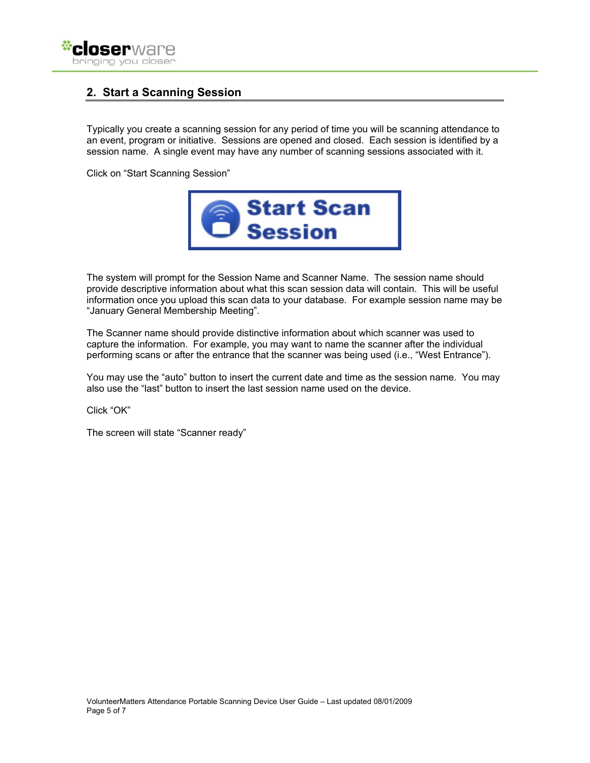## 2. Start a Scanning Session

Typically you create a scanning session for any period of time you will be scanning attendance to an event, program or initiative. Sessions are opened and closed. Each session is identified by a session name. A single event may have any number of scanning sessions associated with it.

Click on “Start Scanning Session”

Start Scan Session

The system will prompt for the Session Name and Scanner Name. The session name should provide descriptive information about what this scan session data will contain. This will be useful information once you upload this scan data to your database. For example session name may be “January General Membership Meeting”.

The Scanner name should provide distinctive information about which scanner was used to capture the information. For example, you may want to name the scanner after the individual performing scans or after the entrance that the scanner was being used (i.e., “West Entrance”).

You may use the “auto” button to insert the current date and time as the session name. You may also use the “last” button to insert the last session name used on the device.

Click “OK”

The screen will state “Scanner ready”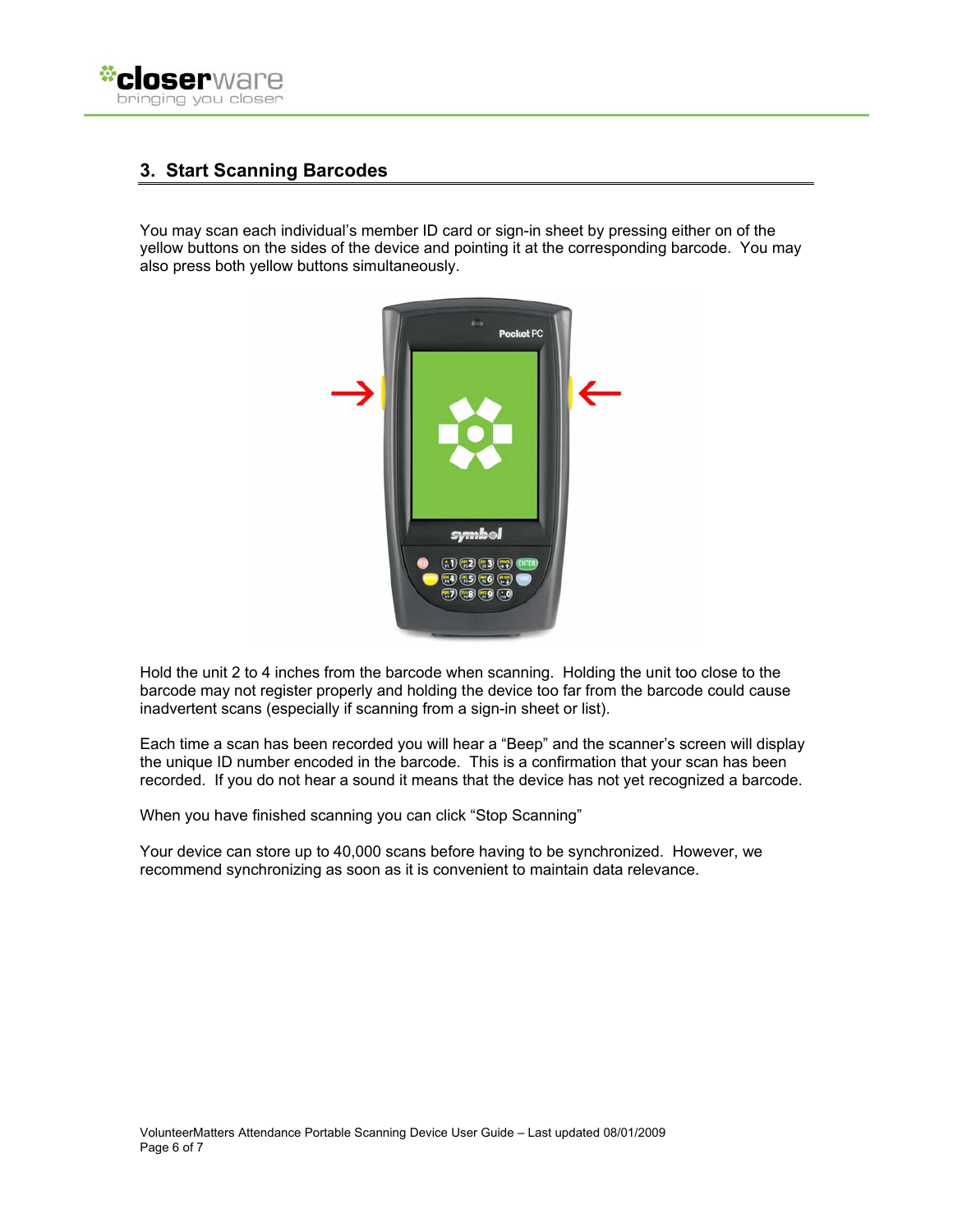## 3. Start Scanning Barcodes

You may scan each individual's member ID card or sign-in sheet by pressing either on of the yellow buttons on the sides of the device and pointing it at the corresponding barcode. You may also press both yellow buttons simultaneously.

Hold the unit 2 to 4 inches from the barcode when scanning. Holding the unit too close to the barcode may not register properly and holding the device too far from the barcode could cause inadvertent scans (especially if scanning from a sign-in sheet or list).

Each time a scan has been recorded you will hear a "Beep" and the scanner's screen will display the unique ID number encoded in the barcode. This is a confirmation that your scan has been recorded. If you do not hear a sound it means that the device has not yet recognized a barcode.

When you have finished scanning you can click "Stop Scanning"

Your device can store up to 40,000 scans before having to be synchronized. However, we recommend synchronizing as soon as it is convenient to maintain data relevance.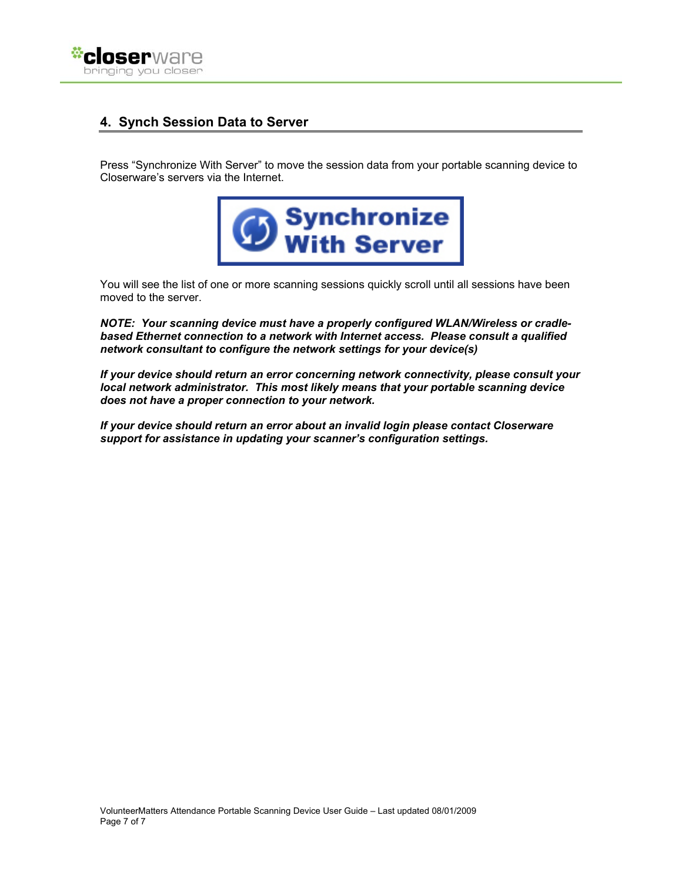## 4. Synch Session Data to Server

Press “Synchronize With Server” to move the session data from your portable scanning device to Closerware’s servers via the Internet.

Synchronize With Server

You will see the list of one or more scanning sessions quickly scroll until all sessions have been moved to the server.

***NOTE: Your scanning device must have a properly configured WLAN/Wireless or cradle-based Ethernet connection to a network with Internet access. Please consult a qualified network consultant to configure the network settings for your device(s)***

***If your device should return an error concerning network connectivity, please consult your local network administrator. This most likely means that your portable scanning device does not have a proper connection to your network.***

***If your device should return an error about an invalid login please contact Closerware support for assistance in updating your scanner’s configuration settings.***